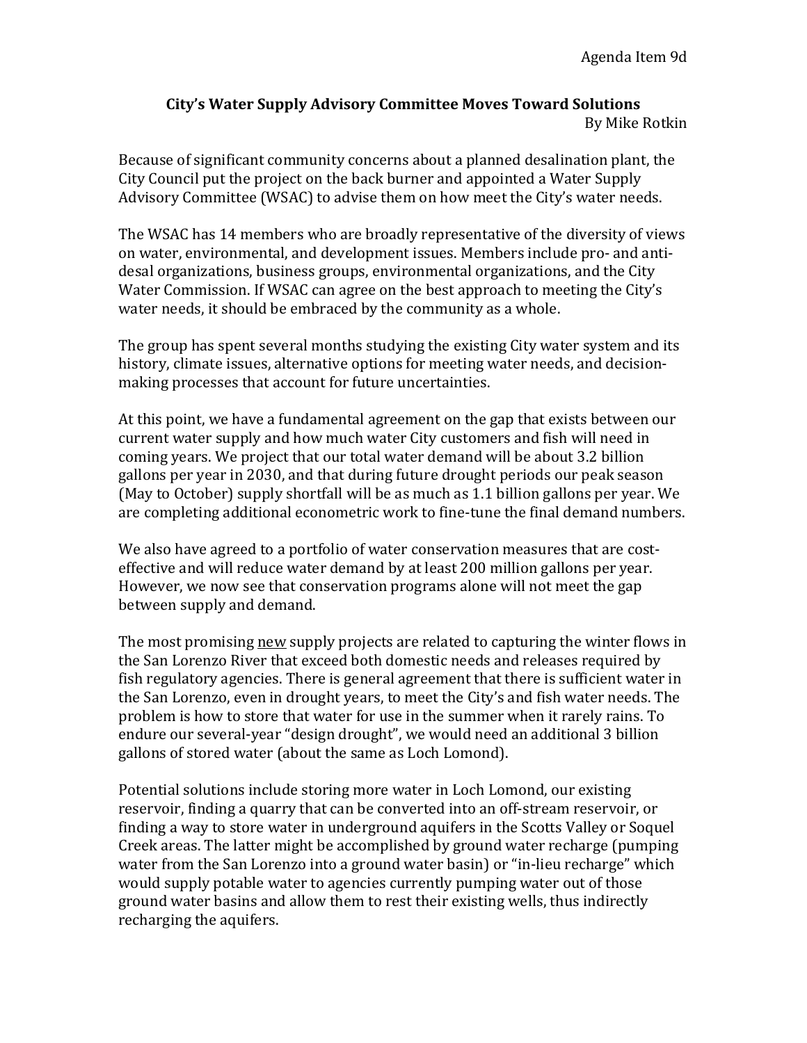Agenda Item 9d

## City's Water Supply Advisory Committee Moves Toward Solutions

By Mike Rotkin

Because of significant community concerns about a planned desalination plant, the City Council put the project on the back burner and appointed a Water Supply Advisory Committee (WSAC) to advise them on how meet the City's water needs.

The WSAC has 14 members who are broadly representative of the diversity of views on water, environmental, and development issues. Members include pro- and anti-desal organizations, business groups, environmental organizations, and the City Water Commission. If WSAC can agree on the best approach to meeting the City's water needs, it should be embraced by the community as a whole.

The group has spent several months studying the existing City water system and its history, climate issues, alternative options for meeting water needs, and decision-making processes that account for future uncertainties.

At this point, we have a fundamental agreement on the gap that exists between our current water supply and how much water City customers and fish will need in coming years. We project that our total water demand will be about 3.2 billion gallons per year in 2030, and that during future drought periods our peak season (May to October) supply shortfall will be as much as 1.1 billion gallons per year. We are completing additional econometric work to fine-tune the final demand numbers.

We also have agreed to a portfolio of water conservation measures that are cost-effective and will reduce water demand by at least 200 million gallons per year. However, we now see that conservation programs alone will not meet the gap between supply and demand.

The most promising <u>new</u> supply projects are related to capturing the winter flows in the San Lorenzo River that exceed both domestic needs and releases required by fish regulatory agencies. There is general agreement that there is sufficient water in the San Lorenzo, even in drought years, to meet the City's and fish water needs. The problem is how to store that water for use in the summer when it rarely rains. To endure our several-year "design drought", we would need an additional 3 billion gallons of stored water (about the same as Loch Lomond).

Potential solutions include storing more water in Loch Lomond, our existing reservoir, finding a quarry that can be converted into an off-stream reservoir, or finding a way to store water in underground aquifers in the Scotts Valley or Soquel Creek areas. The latter might be accomplished by ground water recharge (pumping water from the San Lorenzo into a ground water basin) or "in-lieu recharge" which would supply potable water to agencies currently pumping water out of those ground water basins and allow them to rest their existing wells, thus indirectly recharging the aquifers.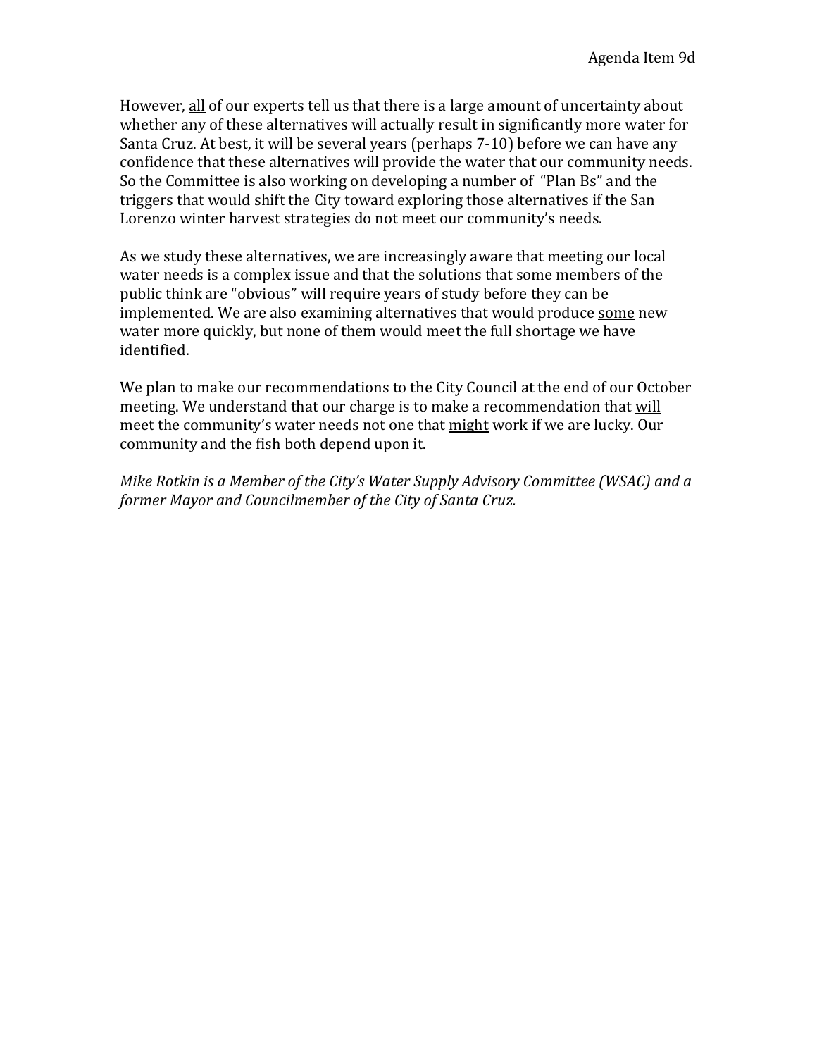However, <u>all</u> of our experts tell us that there is a large amount of uncertainty about whether any of these alternatives will actually result in significantly more water for Santa Cruz. At best, it will be several years (perhaps 7-10) before we can have any confidence that these alternatives will provide the water that our community needs. So the Committee is also working on developing a number of "Plan Bs" and the triggers that would shift the City toward exploring those alternatives if the San Lorenzo winter harvest strategies do not meet our community's needs.

As we study these alternatives, we are increasingly aware that meeting our local water needs is a complex issue and that the solutions that some members of the public think are "obvious" will require years of study before they can be implemented. We are also examining alternatives that would produce <u>some</u> new water more quickly, but none of them would meet the full shortage we have identified.

We plan to make our recommendations to the City Council at the end of our October meeting. We understand that our charge is to make a recommendation that <u>will</u> meet the community's water needs not one that <u>might</u> work if we are lucky. Our community and the fish both depend upon it.

*Mike Rotkin is a Member of the City's Water Supply Advisory Committee (WSAC) and a former Mayor and Councilmember of the City of Santa Cruz.*